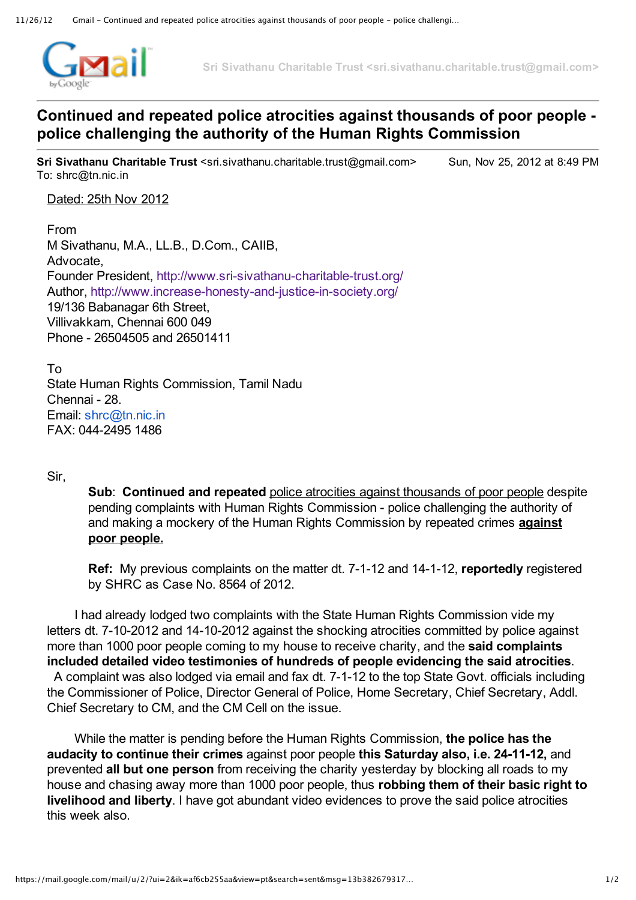Sri Sivathanu Charitable Trust <sri.sivathanu.charitable.trust@gmail.com>

# Continued and repeated police atrocities against thousands of poor people - police challenging the authority of the Human Rights Commission

**Sri Sivathanu Charitable Trust** <sri.sivathanu.charitable.trust@gmail.com> Sun, Nov 25, 2012 at 8:49 PM
To: shrc@tn.nic.in

Dated: 25th Nov 2012

From
M Sivathanu, M.A., LL.B., D.Com., CAIIB,
Advocate,
Founder President, http://www.sri-sivathanu-charitable-trust.org/
Author, http://www.increase-honesty-and-justice-in-society.org/
19/136 Babanagar 6th Street,
Villivakkam, Chennai 600 049
Phone - 26504505 and 26501411

To
State Human Rights Commission, Tamil Nadu
Chennai - 28.
Email: shrc@tn.nic.in
FAX: 044-2495 1486

Sir,

**Sub**: **Continued and repeated** police atrocities against thousands of poor people despite pending complaints with Human Rights Commission - police challenging the authority of and making a mockery of the Human Rights Commission by repeated crimes **against poor people.**

**Ref:** My previous complaints on the matter dt. 7-1-12 and 14-1-12, **reportedly** registered by SHRC as Case No. 8564 of 2012.

I had already lodged two complaints with the State Human Rights Commission vide my letters dt. 7-10-2012 and 14-10-2012 against the shocking atrocities committed by police against more than 1000 poor people coming to my house to receive charity, and the **said complaints included detailed video testimonies of hundreds of people evidencing the said atrocities**.
A complaint was also lodged via email and fax dt. 7-1-12 to the top State Govt. officials including the Commissioner of Police, Director General of Police, Home Secretary, Chief Secretary, Addl. Chief Secretary to CM, and the CM Cell on the issue.

While the matter is pending before the Human Rights Commission, **the police has the audacity to continue their crimes** against poor people **this Saturday also, i.e. 24-11-12,** and prevented **all but one person** from receiving the charity yesterday by blocking all roads to my house and chasing away more than 1000 poor people, thus **robbing them of their basic right to livelihood and liberty**. I have got abundant video evidences to prove the said police atrocities this week also.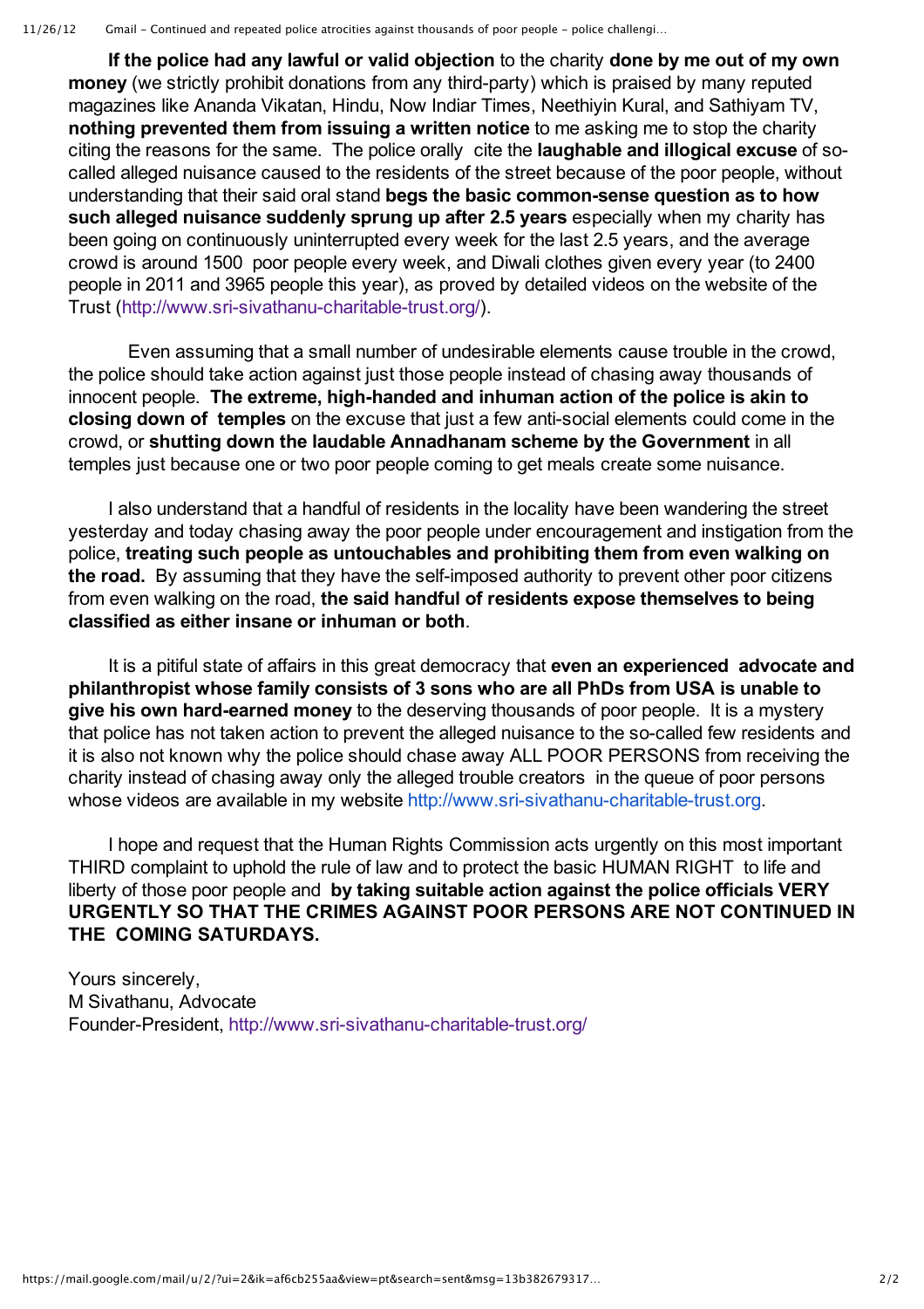**If the police had any lawful or valid objection** to the charity **done by me out of my own money** (we strictly prohibit donations from any third-party) which is praised by many reputed magazines like Ananda Vikatan, Hindu, Now Indiar Times, Neethiyin Kural, and Sathiyam TV, **nothing prevented them from issuing a written notice** to me asking me to stop the charity citing the reasons for the same. The police orally cite the **laughable and illogical excuse** of so-called alleged nuisance caused to the residents of the street because of the poor people, without understanding that their said oral stand **begs the basic common-sense question as to how such alleged nuisance suddenly sprung up after 2.5 years** especially when my charity has been going on continuously uninterrupted every week for the last 2.5 years, and the average crowd is around 1500 poor people every week, and Diwali clothes given every year (to 2400 people in 2011 and 3965 people this year), as proved by detailed videos on the website of the Trust (http://www.sri-sivathanu-charitable-trust.org/).

Even assuming that a small number of undesirable elements cause trouble in the crowd, the police should take action against just those people instead of chasing away thousands of innocent people. **The extreme, high-handed and inhuman action of the police is akin to closing down of temples** on the excuse that just a few anti-social elements could come in the crowd, or **shutting down the laudable Annadhanam scheme by the Government** in all temples just because one or two poor people coming to get meals create some nuisance.

I also understand that a handful of residents in the locality have been wandering the street yesterday and today chasing away the poor people under encouragement and instigation from the police, **treating such people as untouchables and prohibiting them from even walking on the road.** By assuming that they have the self-imposed authority to prevent other poor citizens from even walking on the road, **the said handful of residents expose themselves to being classified as either insane or inhuman or both**.

It is a pitiful state of affairs in this great democracy that **even an experienced advocate and philanthropist whose family consists of 3 sons who are all PhDs from USA is unable to give his own hard-earned money** to the deserving thousands of poor people. It is a mystery that police has not taken action to prevent the alleged nuisance to the so-called few residents and it is also not known why the police should chase away ALL POOR PERSONS from receiving the charity instead of chasing away only the alleged trouble creators in the queue of poor persons whose videos are available in my website http://www.sri-sivathanu-charitable-trust.org.

I hope and request that the Human Rights Commission acts urgently on this most important THIRD complaint to uphold the rule of law and to protect the basic HUMAN RIGHT to life and liberty of those poor people and **by taking suitable action against the police officials VERY URGENTLY SO THAT THE CRIMES AGAINST POOR PERSONS ARE NOT CONTINUED IN THE COMING SATURDAYS.**

Yours sincerely,
M Sivathanu, Advocate
Founder-President, http://www.sri-sivathanu-charitable-trust.org/